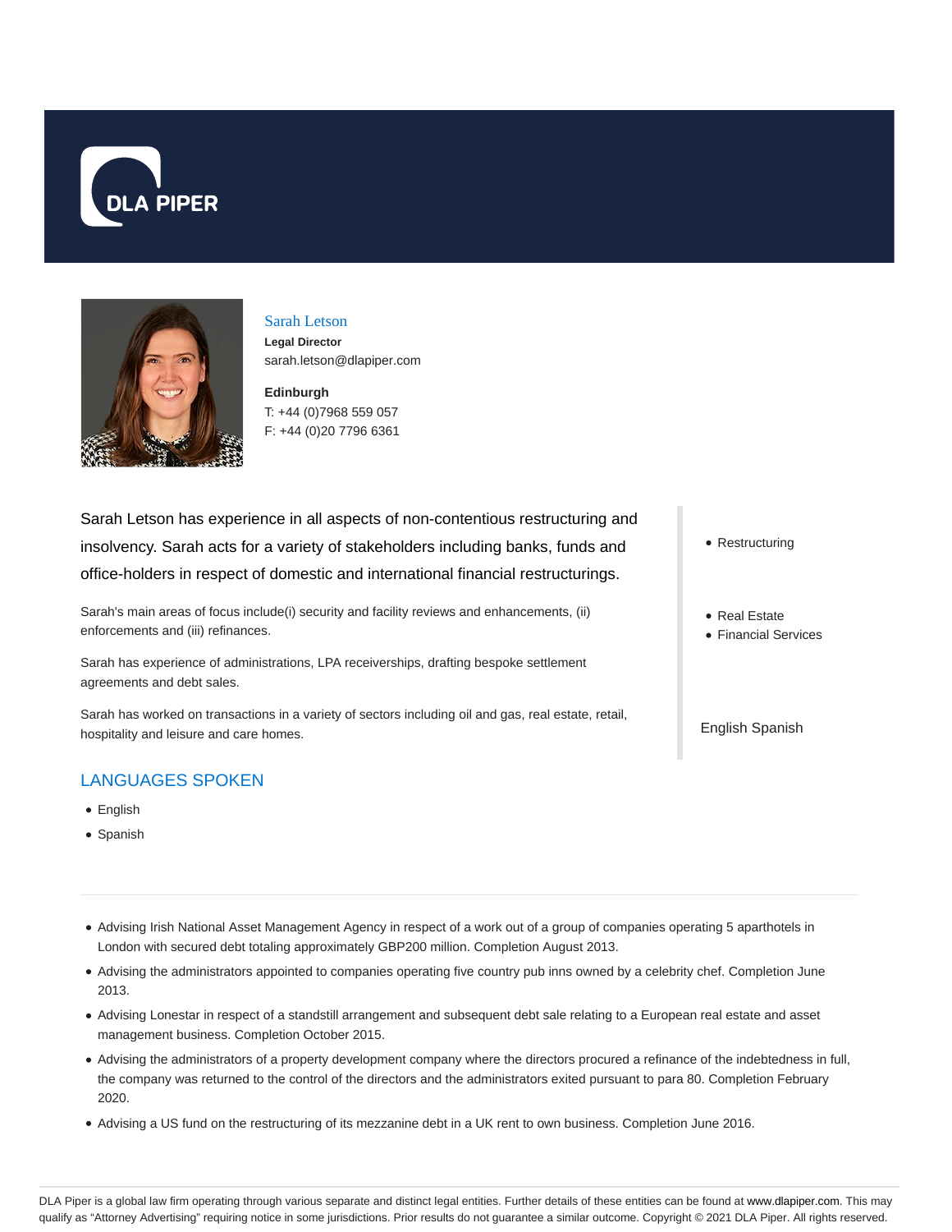DLA PIPER

## Sarah Letson

**Legal Director**
sarah.letson@dlapiper.com

**Edinburgh**
T: +44 (0)7968 559 057
F: +44 (0)20 7796 6361

Sarah Letson has experience in all aspects of non-contentious restructuring and insolvency. Sarah acts for a variety of stakeholders including banks, funds and office-holders in respect of domestic and international financial restructurings.

Sarah's main areas of focus include(i) security and facility reviews and enhancements, (ii) enforcements and (iii) refinances.

Sarah has experience of administrations, LPA receiverships, drafting bespoke settlement agreements and debt sales.

Sarah has worked on transactions in a variety of sectors including oil and gas, real estate, retail, hospitality and leisure and care homes.

- Restructuring

- Real Estate
- Financial Services

English Spanish

## LANGUAGES SPOKEN

- English
- Spanish

---

- Advising Irish National Asset Management Agency in respect of a work out of a group of companies operating 5 aparthotels in London with secured debt totaling approximately GBP200 million. Completion August 2013.
- Advising the administrators appointed to companies operating five country pub inns owned by a celebrity chef. Completion June 2013.
- Advising Lonestar in respect of a standstill arrangement and subsequent debt sale relating to a European real estate and asset management business. Completion October 2015.
- Advising the administrators of a property development company where the directors procured a refinance of the indebtedness in full, the company was returned to the control of the directors and the administrators exited pursuant to para 80. Completion February 2020.
- Advising a US fund on the restructuring of its mezzanine debt in a UK rent to own business. Completion June 2016.

DLA Piper is a global law firm operating through various separate and distinct legal entities. Further details of these entities can be found at www.dlapiper.com. This may qualify as "Attorney Advertising" requiring notice in some jurisdictions. Prior results do not guarantee a similar outcome. Copyright © 2021 DLA Piper. All rights reserved.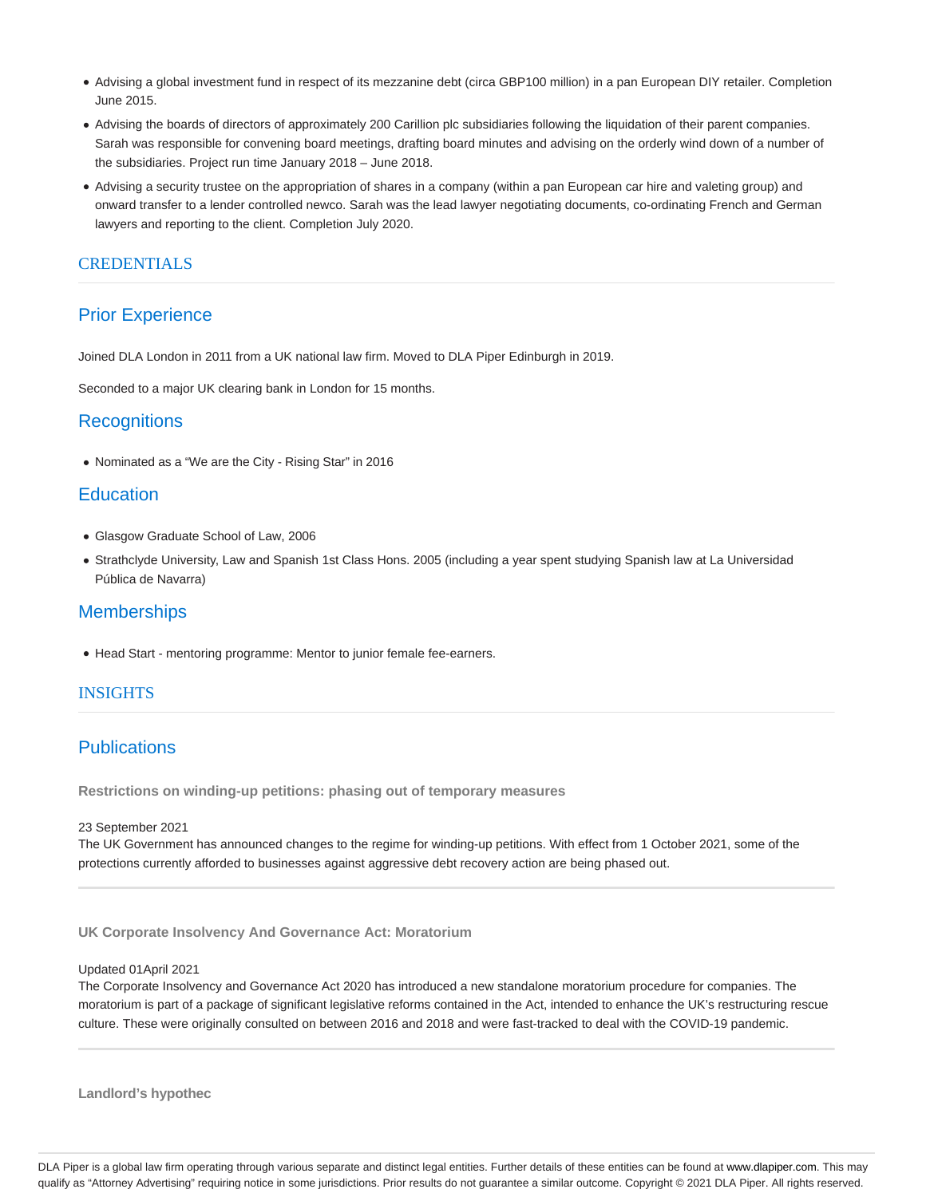- Advising a global investment fund in respect of its mezzanine debt (circa GBP100 million) in a pan European DIY retailer. Completion June 2015.
- Advising the boards of directors of approximately 200 Carillion plc subsidiaries following the liquidation of their parent companies. Sarah was responsible for convening board meetings, drafting board minutes and advising on the orderly wind down of a number of the subsidiaries. Project run time January 2018 – June 2018.
- Advising a security trustee on the appropriation of shares in a company (within a pan European car hire and valeting group) and onward transfer to a lender controlled newco. Sarah was the lead lawyer negotiating documents, co-ordinating French and German lawyers and reporting to the client. Completion July 2020.

## CREDENTIALS

### Prior Experience

Joined DLA London in 2011 from a UK national law firm. Moved to DLA Piper Edinburgh in 2019.

Seconded to a major UK clearing bank in London for 15 months.

### Recognitions

- Nominated as a “We are the City - Rising Star” in 2016

### Education

- Glasgow Graduate School of Law, 2006
- Strathclyde University, Law and Spanish 1st Class Hons. 2005 (including a year spent studying Spanish law at La Universidad Pública de Navarra)

### Memberships

- Head Start - mentoring programme: Mentor to junior female fee-earners.

## INSIGHTS

### Publications

**Restrictions on winding-up petitions: phasing out of temporary measures**

23 September 2021
The UK Government has announced changes to the regime for winding-up petitions. With effect from 1 October 2021, some of the protections currently afforded to businesses against aggressive debt recovery action are being phased out.

---

**UK Corporate Insolvency And Governance Act: Moratorium**

Updated 01April 2021
The Corporate Insolvency and Governance Act 2020 has introduced a new standalone moratorium procedure for companies. The moratorium is part of a package of significant legislative reforms contained in the Act, intended to enhance the UK’s restructuring rescue culture. These were originally consulted on between 2016 and 2018 and were fast-tracked to deal with the COVID-19 pandemic.

---

**Landlord’s hypothec**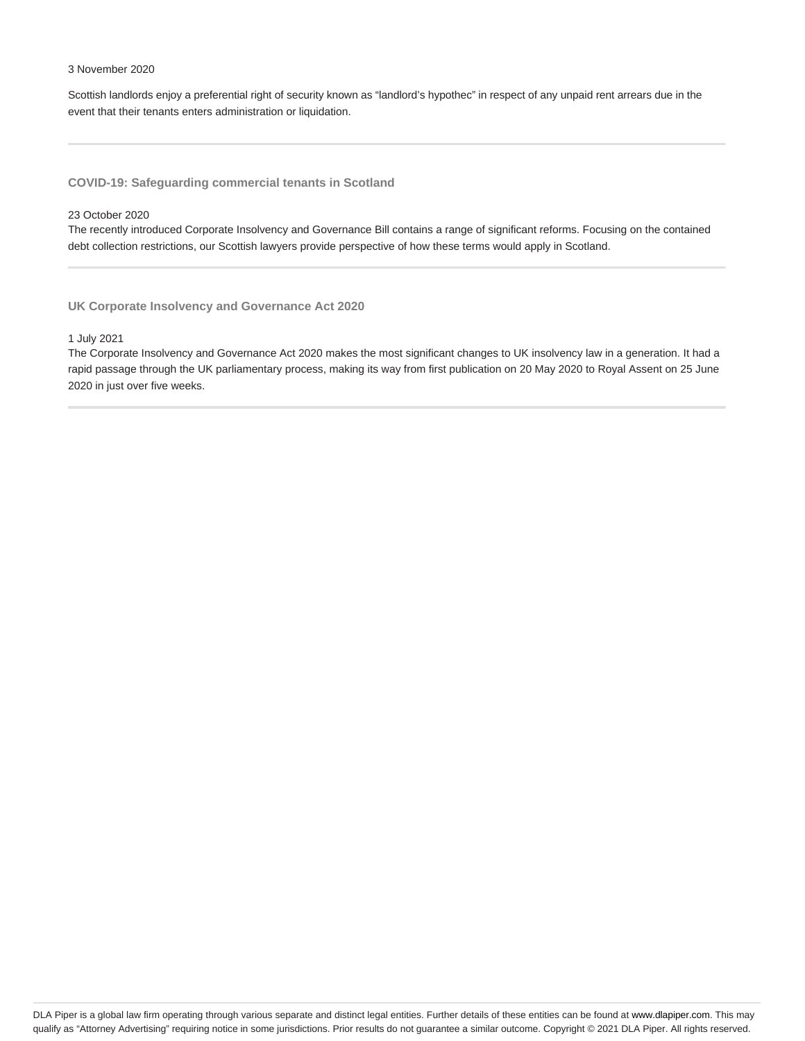3 November 2020

Scottish landlords enjoy a preferential right of security known as "landlord's hypothec" in respect of any unpaid rent arrears due in the event that their tenants enters administration or liquidation.

---

### COVID-19: Safeguarding commercial tenants in Scotland

23 October 2020

The recently introduced Corporate Insolvency and Governance Bill contains a range of significant reforms. Focusing on the contained debt collection restrictions, our Scottish lawyers provide perspective of how these terms would apply in Scotland.

---

### UK Corporate Insolvency and Governance Act 2020

1 July 2021

The Corporate Insolvency and Governance Act 2020 makes the most significant changes to UK insolvency law in a generation. It had a rapid passage through the UK parliamentary process, making its way from first publication on 20 May 2020 to Royal Assent on 25 June 2020 in just over five weeks.

---

DLA Piper is a global law firm operating through various separate and distinct legal entities. Further details of these entities can be found at www.dlapiper.com. This may qualify as "Attorney Advertising" requiring notice in some jurisdictions. Prior results do not guarantee a similar outcome. Copyright © 2021 DLA Piper. All rights reserved.